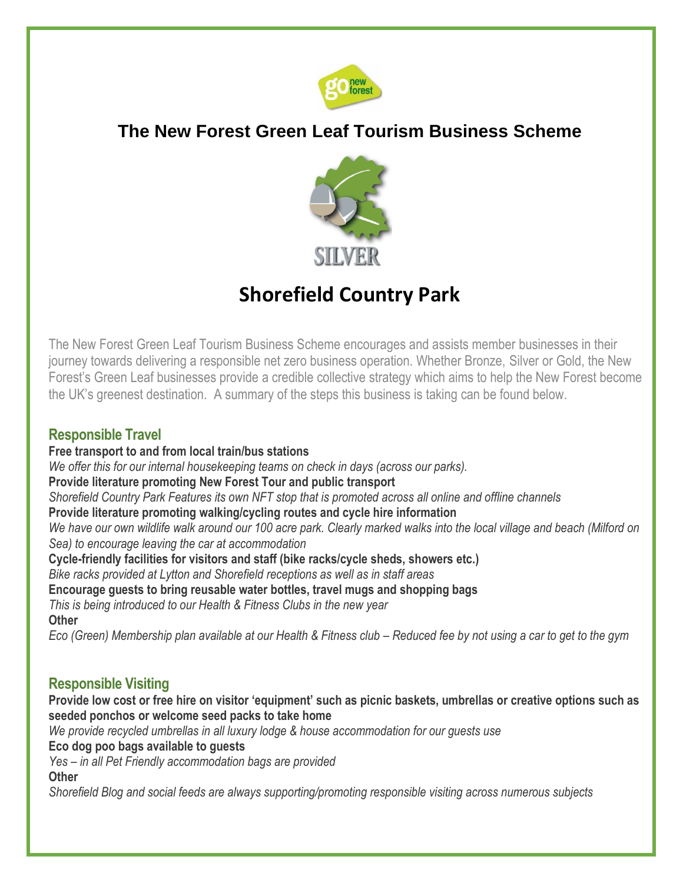# The New Forest Green Leaf Tourism Business Scheme

SILVER

# Shorefield Country Park

The New Forest Green Leaf Tourism Business Scheme encourages and assists member businesses in their journey towards delivering a responsible net zero business operation. Whether Bronze, Silver or Gold, the New Forest's Green Leaf businesses provide a credible collective strategy which aims to help the New Forest become the UK's greenest destination. A summary of the steps this business is taking can be found below.

## Responsible Travel

**Free transport to and from local train/bus stations**
*We offer this for our internal housekeeping teams on check in days (across our parks).*
**Provide literature promoting New Forest Tour and public transport**
*Shorefield Country Park Features its own NFT stop that is promoted across all online and offline channels*
**Provide literature promoting walking/cycling routes and cycle hire information**
*We have our own wildlife walk around our 100 acre park. Clearly marked walks into the local village and beach (Milford on Sea) to encourage leaving the car at accommodation*
**Cycle-friendly facilities for visitors and staff (bike racks/cycle sheds, showers etc.)**
*Bike racks provided at Lytton and Shorefield receptions as well as in staff areas*
**Encourage guests to bring reusable water bottles, travel mugs and shopping bags**
*This is being introduced to our Health & Fitness Clubs in the new year*
**Other**
*Eco (Green) Membership plan available at our Health & Fitness club – Reduced fee by not using a car to get to the gym*

## Responsible Visiting

**Provide low cost or free hire on visitor 'equipment' such as picnic baskets, umbrellas or creative options such as seeded ponchos or welcome seed packs to take home**
*We provide recycled umbrellas in all luxury lodge & house accommodation for our guests use*
**Eco dog poo bags available to guests**
*Yes – in all Pet Friendly accommodation bags are provided*
**Other**
*Shorefield Blog and social feeds are always supporting/promoting responsible visiting across numerous subjects*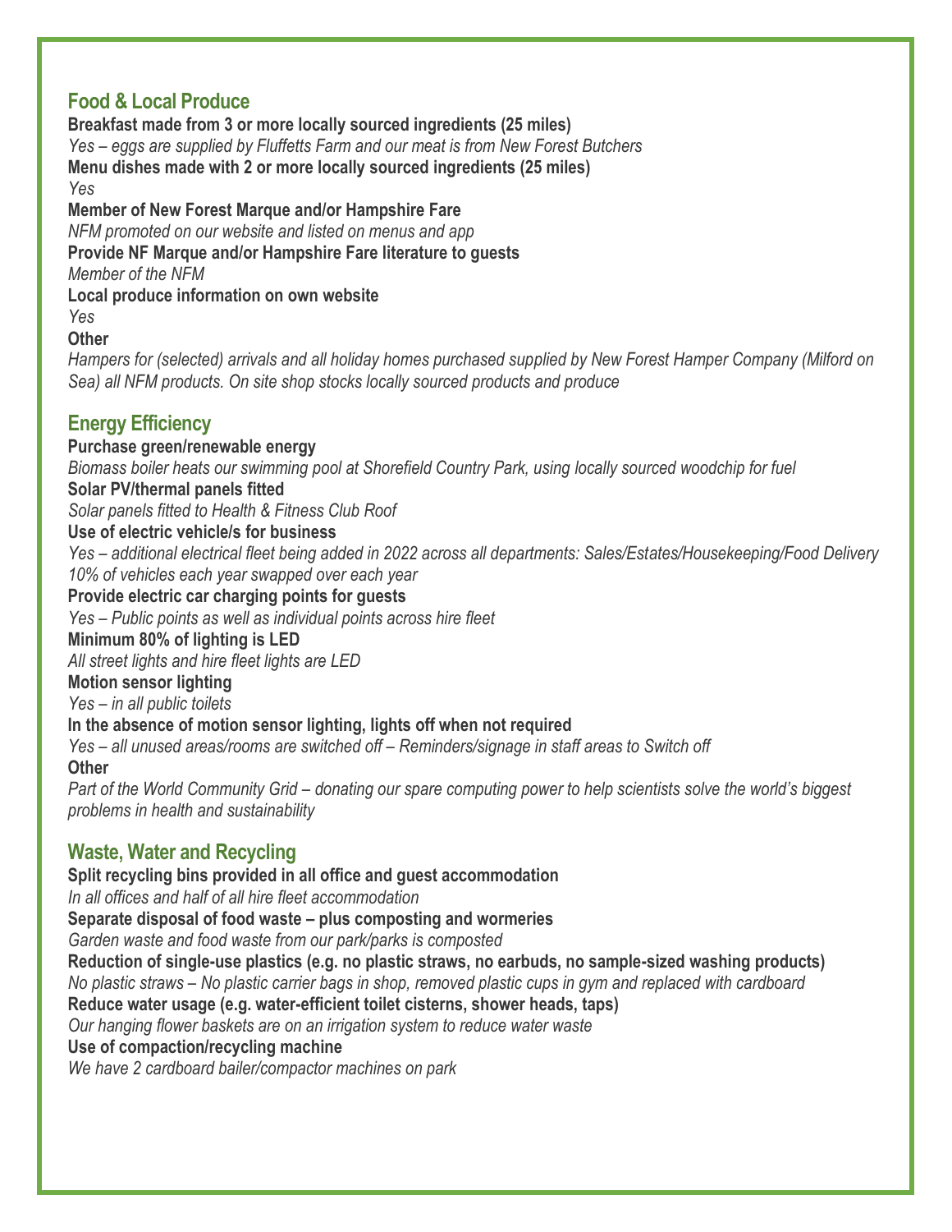## Food & Local Produce

**Breakfast made from 3 or more locally sourced ingredients (25 miles)**

*Yes – eggs are supplied by Fluffetts Farm and our meat is from New Forest Butchers*

**Menu dishes made with 2 or more locally sourced ingredients (25 miles)**

*Yes*

**Member of New Forest Marque and/or Hampshire Fare**

*NFM promoted on our website and listed on menus and app*

**Provide NF Marque and/or Hampshire Fare literature to guests**

*Member of the NFM*

**Local produce information on own website**

*Yes*

**Other**

*Hampers for (selected) arrivals and all holiday homes purchased supplied by New Forest Hamper Company (Milford on Sea) all NFM products. On site shop stocks locally sourced products and produce*

## Energy Efficiency

**Purchase green/renewable energy**

*Biomass boiler heats our swimming pool at Shorefield Country Park, using locally sourced woodchip for fuel*

**Solar PV/thermal panels fitted**

*Solar panels fitted to Health & Fitness Club Roof*

**Use of electric vehicle/s for business**

*Yes – additional electrical fleet being added in 2022 across all departments: Sales/Estates/Housekeeping/Food Delivery 10% of vehicles each year swapped over each year*

**Provide electric car charging points for guests**

*Yes – Public points as well as individual points across hire fleet*

**Minimum 80% of lighting is LED**

*All street lights and hire fleet lights are LED*

**Motion sensor lighting**

*Yes – in all public toilets*

**In the absence of motion sensor lighting, lights off when not required**

*Yes – all unused areas/rooms are switched off – Reminders/signage in staff areas to Switch off*

**Other**

*Part of the World Community Grid – donating our spare computing power to help scientists solve the world's biggest problems in health and sustainability*

## Waste, Water and Recycling

**Split recycling bins provided in all office and guest accommodation**

*In all offices and half of all hire fleet accommodation*

**Separate disposal of food waste – plus composting and wormeries**

*Garden waste and food waste from our park/parks is composted*

**Reduction of single-use plastics (e.g. no plastic straws, no earbuds, no sample-sized washing products)**

*No plastic straws – No plastic carrier bags in shop, removed plastic cups in gym and replaced with cardboard*

**Reduce water usage (e.g. water-efficient toilet cisterns, shower heads, taps)**

*Our hanging flower baskets are on an irrigation system to reduce water waste*

**Use of compaction/recycling machine**

*We have 2 cardboard bailer/compactor machines on park*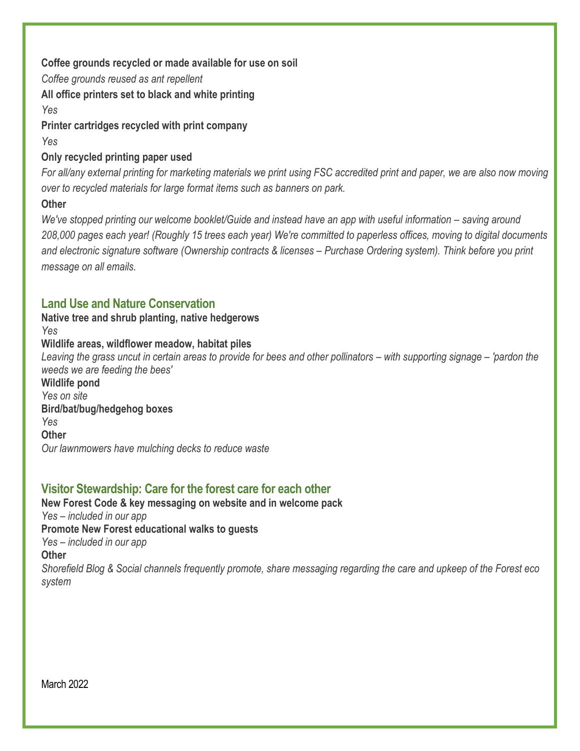**Coffee grounds recycled or made available for use on soil**

*Coffee grounds reused as ant repellent*

**All office printers set to black and white printing**

*Yes*

**Printer cartridges recycled with print company**

*Yes*

**Only recycled printing paper used**

*For all/any external printing for marketing materials we print using FSC accredited print and paper, we are also now moving over to recycled materials for large format items such as banners on park.*

**Other**

*We've stopped printing our welcome booklet/Guide and instead have an app with useful information – saving around 208,000 pages each year! (Roughly 15 trees each year) We're committed to paperless offices, moving to digital documents and electronic signature software (Ownership contracts & licenses – Purchase Ordering system). Think before you print message on all emails.*

## Land Use and Nature Conservation

**Native tree and shrub planting, native hedgerows**

*Yes*

**Wildlife areas, wildflower meadow, habitat piles**

*Leaving the grass uncut in certain areas to provide for bees and other pollinators – with supporting signage – 'pardon the weeds we are feeding the bees'*

**Wildlife pond**

*Yes on site*

**Bird/bat/bug/hedgehog boxes**

*Yes*

**Other**

*Our lawnmowers have mulching decks to reduce waste*

## Visitor Stewardship: Care for the forest care for each other

**New Forest Code & key messaging on website and in welcome pack**

*Yes – included in our app*

**Promote New Forest educational walks to guests**

*Yes – included in our app*

**Other**

*Shorefield Blog & Social channels frequently promote, share messaging regarding the care and upkeep of the Forest eco system*

March 2022